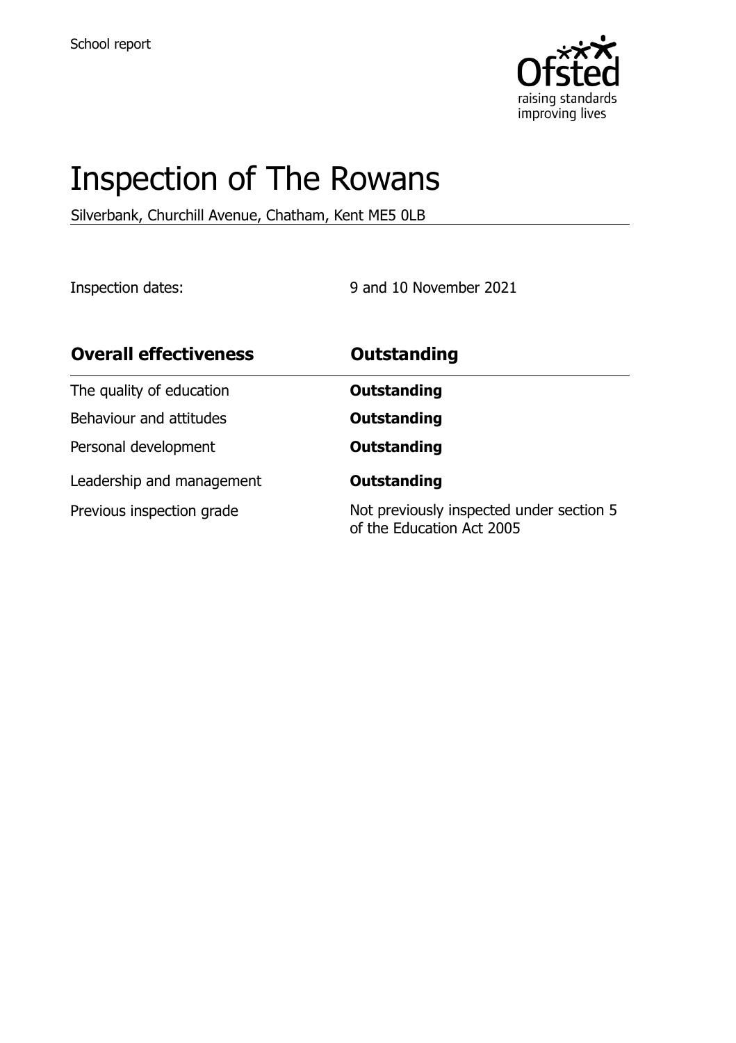School report

# Inspection of The Rowans

Silverbank, Churchill Avenue, Chatham, Kent ME5 0LB

Inspection dates: 9 and 10 November 2021

| **Overall effectiveness** | **Outstanding** |
| --- | --- |
| The quality of education | **Outstanding** |
| Behaviour and attitudes | **Outstanding** |
| Personal development | **Outstanding** |
| Leadership and management | **Outstanding** |
| Previous inspection grade | Not previously inspected under section 5 of the Education Act 2005 |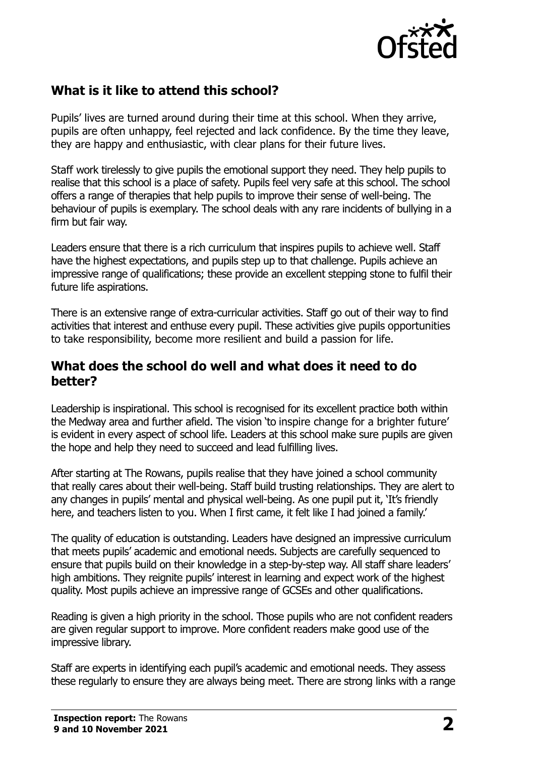## What is it like to attend this school?

Pupils' lives are turned around during their time at this school. When they arrive, pupils are often unhappy, feel rejected and lack confidence. By the time they leave, they are happy and enthusiastic, with clear plans for their future lives.

Staff work tirelessly to give pupils the emotional support they need. They help pupils to realise that this school is a place of safety. Pupils feel very safe at this school. The school offers a range of therapies that help pupils to improve their sense of well-being. The behaviour of pupils is exemplary. The school deals with any rare incidents of bullying in a firm but fair way.

Leaders ensure that there is a rich curriculum that inspires pupils to achieve well. Staff have the highest expectations, and pupils step up to that challenge. Pupils achieve an impressive range of qualifications; these provide an excellent stepping stone to fulfil their future life aspirations.

There is an extensive range of extra-curricular activities. Staff go out of their way to find activities that interest and enthuse every pupil. These activities give pupils opportunities to take responsibility, become more resilient and build a passion for life.

## What does the school do well and what does it need to do better?

Leadership is inspirational. This school is recognised for its excellent practice both within the Medway area and further afield. The vision 'to inspire change for a brighter future' is evident in every aspect of school life. Leaders at this school make sure pupils are given the hope and help they need to succeed and lead fulfilling lives.

After starting at The Rowans, pupils realise that they have joined a school community that really cares about their well-being. Staff build trusting relationships. They are alert to any changes in pupils' mental and physical well-being. As one pupil put it, 'It's friendly here, and teachers listen to you. When I first came, it felt like I had joined a family.'

The quality of education is outstanding. Leaders have designed an impressive curriculum that meets pupils' academic and emotional needs. Subjects are carefully sequenced to ensure that pupils build on their knowledge in a step-by-step way. All staff share leaders' high ambitions. They reignite pupils' interest in learning and expect work of the highest quality. Most pupils achieve an impressive range of GCSEs and other qualifications.

Reading is given a high priority in the school. Those pupils who are not confident readers are given regular support to improve. More confident readers make good use of the impressive library.

Staff are experts in identifying each pupil's academic and emotional needs. They assess these regularly to ensure they are always being meet. There are strong links with a range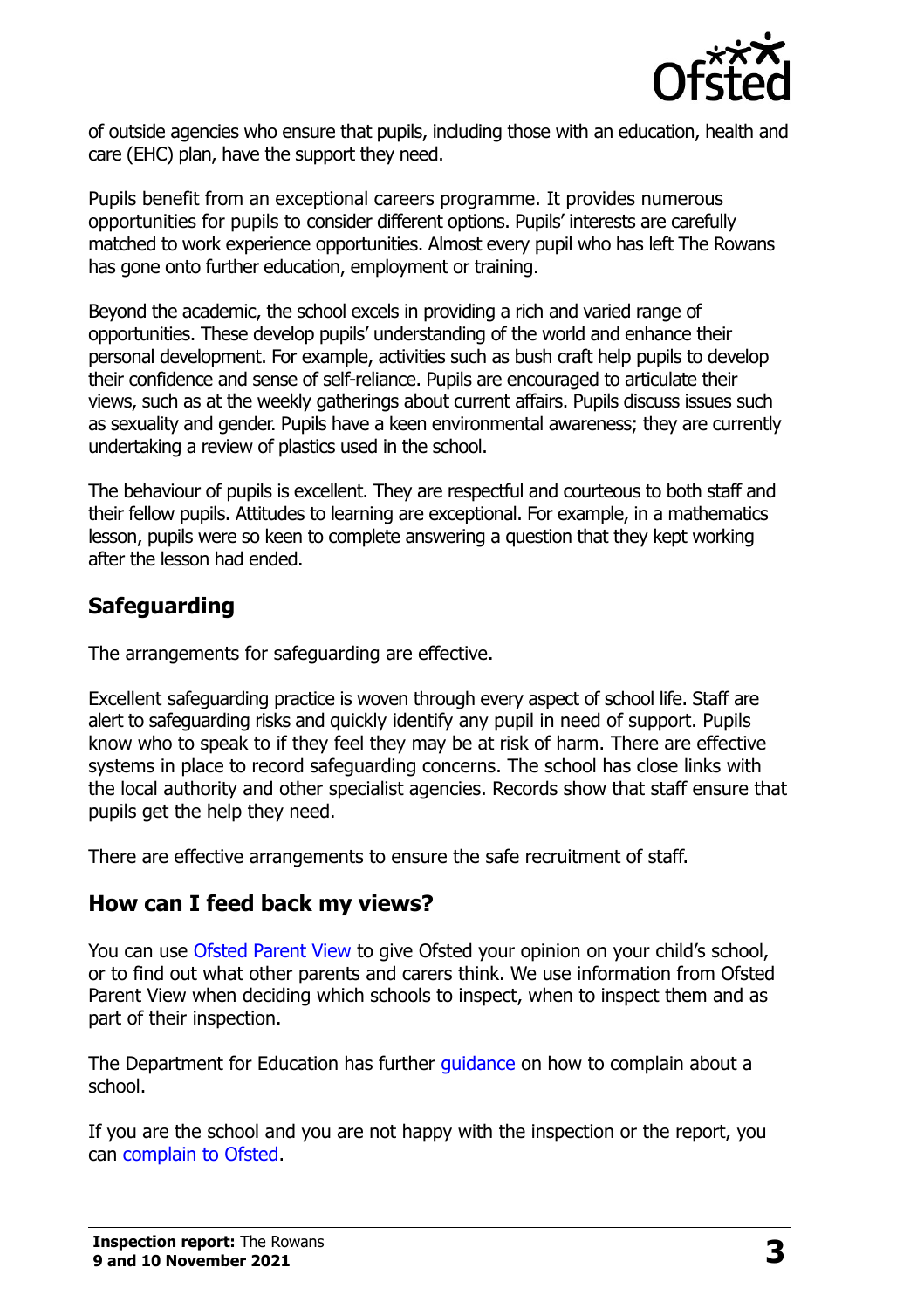of outside agencies who ensure that pupils, including those with an education, health and care (EHC) plan, have the support they need.

Pupils benefit from an exceptional careers programme. It provides numerous opportunities for pupils to consider different options. Pupils' interests are carefully matched to work experience opportunities. Almost every pupil who has left The Rowans has gone onto further education, employment or training.

Beyond the academic, the school excels in providing a rich and varied range of opportunities. These develop pupils' understanding of the world and enhance their personal development. For example, activities such as bush craft help pupils to develop their confidence and sense of self-reliance. Pupils are encouraged to articulate their views, such as at the weekly gatherings about current affairs. Pupils discuss issues such as sexuality and gender. Pupils have a keen environmental awareness; they are currently undertaking a review of plastics used in the school.

The behaviour of pupils is excellent. They are respectful and courteous to both staff and their fellow pupils. Attitudes to learning are exceptional. For example, in a mathematics lesson, pupils were so keen to complete answering a question that they kept working after the lesson had ended.

## Safeguarding

The arrangements for safeguarding are effective.

Excellent safeguarding practice is woven through every aspect of school life. Staff are alert to safeguarding risks and quickly identify any pupil in need of support. Pupils know who to speak to if they feel they may be at risk of harm. There are effective systems in place to record safeguarding concerns. The school has close links with the local authority and other specialist agencies. Records show that staff ensure that pupils get the help they need.

There are effective arrangements to ensure the safe recruitment of staff.

## How can I feed back my views?

You can use Ofsted Parent View to give Ofsted your opinion on your child's school, or to find out what other parents and carers think. We use information from Ofsted Parent View when deciding which schools to inspect, when to inspect them and as part of their inspection.

The Department for Education has further guidance on how to complain about a school.

If you are the school and you are not happy with the inspection or the report, you can complain to Ofsted.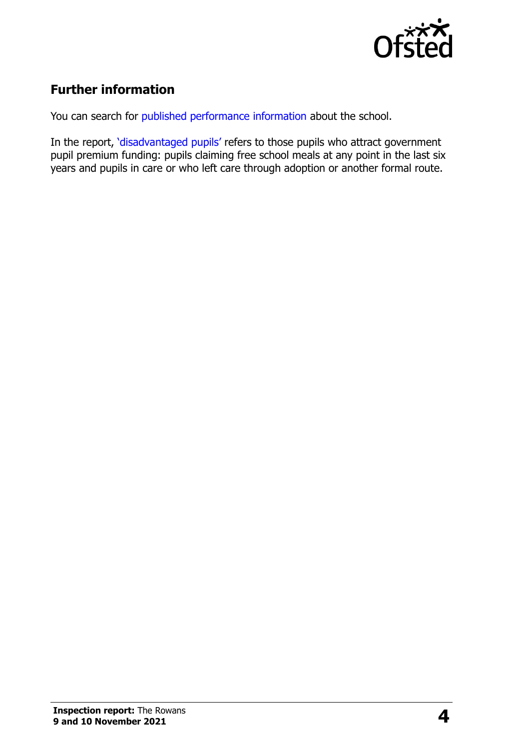## Further information

You can search for published performance information about the school.

In the report, 'disadvantaged pupils' refers to those pupils who attract government pupil premium funding: pupils claiming free school meals at any point in the last six years and pupils in care or who left care through adoption or another formal route.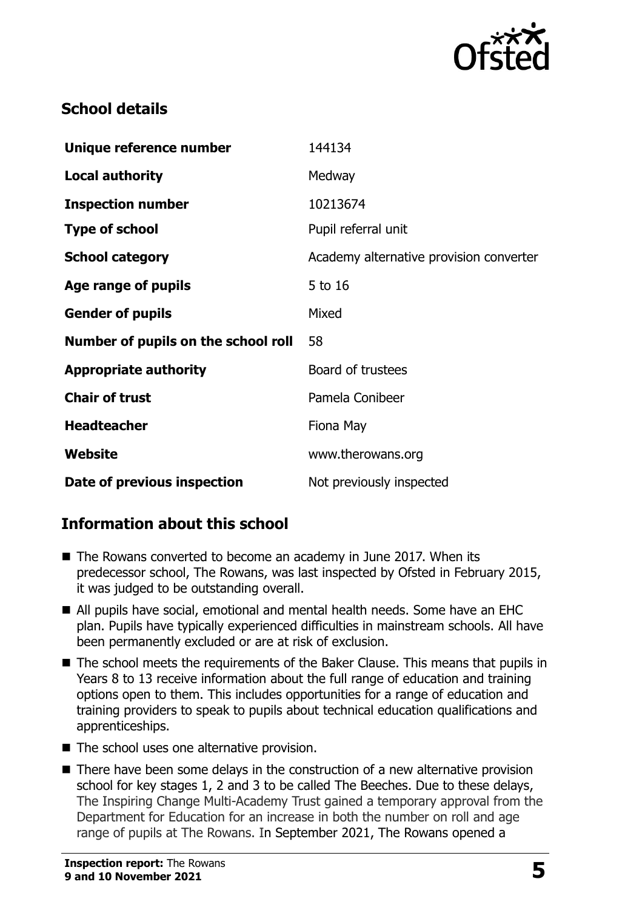## School details

| | |
|---|---|
| **Unique reference number** | 144134 |
| **Local authority** | Medway |
| **Inspection number** | 10213674 |
| **Type of school** | Pupil referral unit |
| **School category** | Academy alternative provision converter |
| **Age range of pupils** | 5 to 16 |
| **Gender of pupils** | Mixed |
| **Number of pupils on the school roll** | 58 |
| **Appropriate authority** | Board of trustees |
| **Chair of trust** | Pamela Conibeer |
| **Headteacher** | Fiona May |
| **Website** | www.therowans.org |
| **Date of previous inspection** | Not previously inspected |

## Information about this school

- The Rowans converted to become an academy in June 2017. When its predecessor school, The Rowans, was last inspected by Ofsted in February 2015, it was judged to be outstanding overall.
- All pupils have social, emotional and mental health needs. Some have an EHC plan. Pupils have typically experienced difficulties in mainstream schools. All have been permanently excluded or are at risk of exclusion.
- The school meets the requirements of the Baker Clause. This means that pupils in Years 8 to 13 receive information about the full range of education and training options open to them. This includes opportunities for a range of education and training providers to speak to pupils about technical education qualifications and apprenticeships.
- The school uses one alternative provision.
- There have been some delays in the construction of a new alternative provision school for key stages 1, 2 and 3 to be called The Beeches. Due to these delays, The Inspiring Change Multi-Academy Trust gained a temporary approval from the Department for Education for an increase in both the number on roll and age range of pupils at The Rowans. In September 2021, The Rowans opened a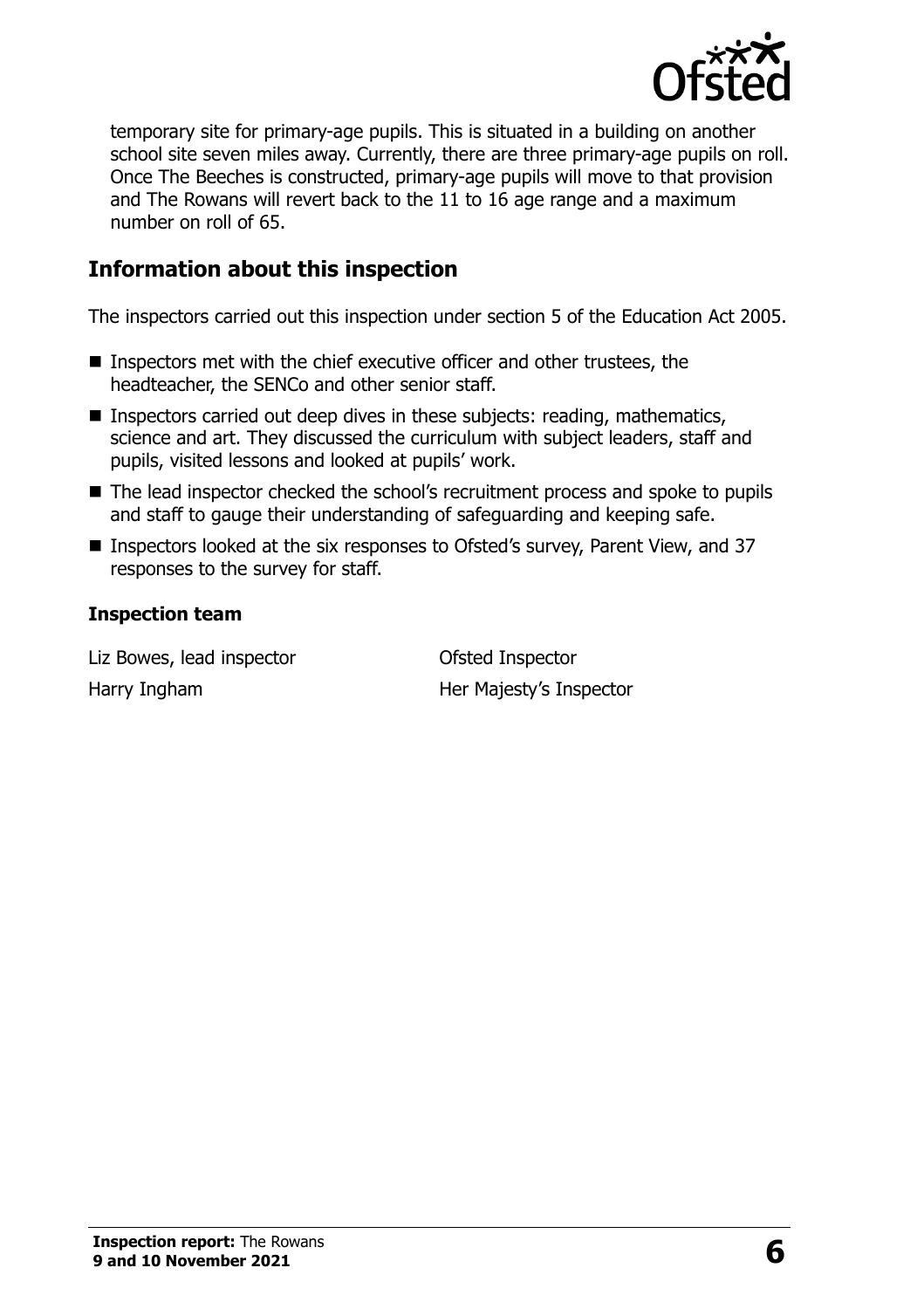temporary site for primary-age pupils. This is situated in a building on another school site seven miles away. Currently, there are three primary-age pupils on roll. Once The Beeches is constructed, primary-age pupils will move to that provision and The Rowans will revert back to the 11 to 16 age range and a maximum number on roll of 65.

## Information about this inspection

The inspectors carried out this inspection under section 5 of the Education Act 2005.

- Inspectors met with the chief executive officer and other trustees, the headteacher, the SENCo and other senior staff.
- Inspectors carried out deep dives in these subjects: reading, mathematics, science and art. They discussed the curriculum with subject leaders, staff and pupils, visited lessons and looked at pupils' work.
- The lead inspector checked the school's recruitment process and spoke to pupils and staff to gauge their understanding of safeguarding and keeping safe.
- Inspectors looked at the six responses to Ofsted's survey, Parent View, and 37 responses to the survey for staff.

### Inspection team

| | |
|---|---|
| Liz Bowes, lead inspector | Ofsted Inspector |
| Harry Ingham | Her Majesty's Inspector |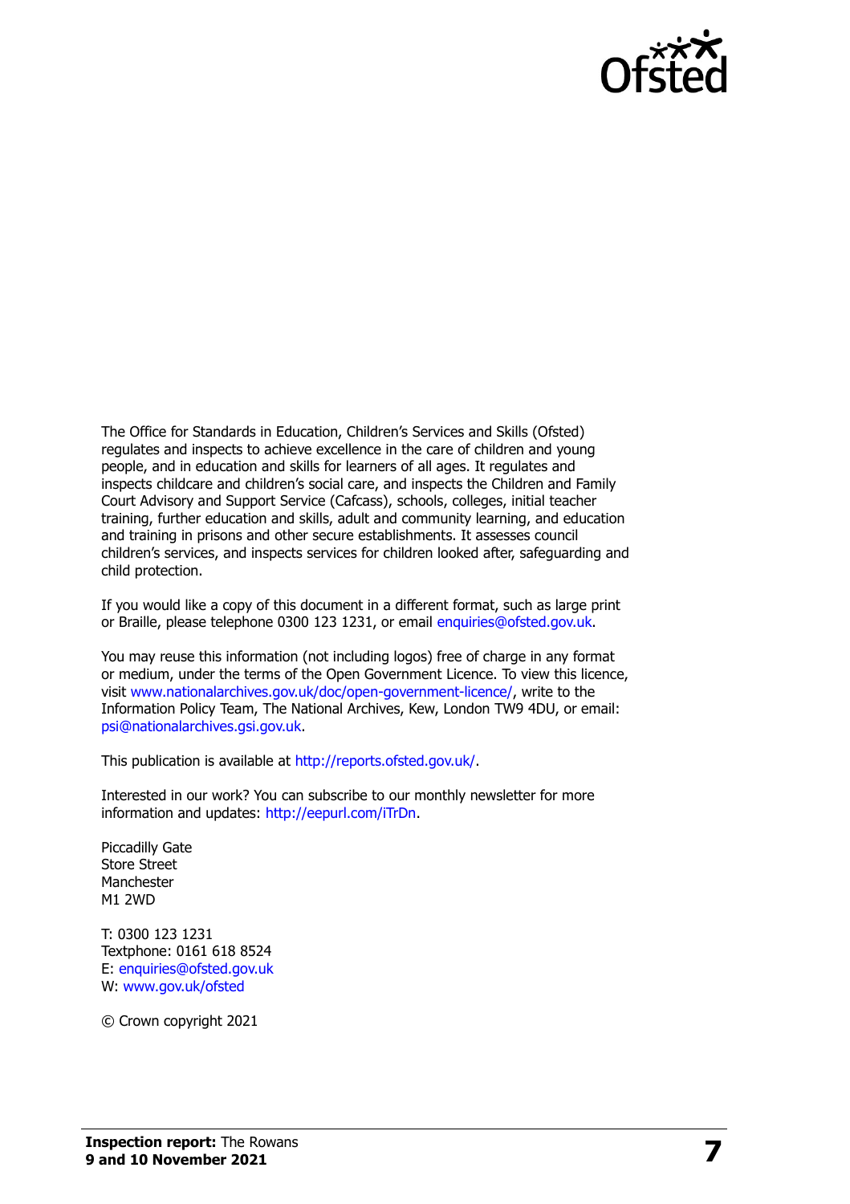The Office for Standards in Education, Children's Services and Skills (Ofsted) regulates and inspects to achieve excellence in the care of children and young people, and in education and skills for learners of all ages. It regulates and inspects childcare and children's social care, and inspects the Children and Family Court Advisory and Support Service (Cafcass), schools, colleges, initial teacher training, further education and skills, adult and community learning, and education and training in prisons and other secure establishments. It assesses council children's services, and inspects services for children looked after, safeguarding and child protection.

If you would like a copy of this document in a different format, such as large print or Braille, please telephone 0300 123 1231, or email enquiries@ofsted.gov.uk.

You may reuse this information (not including logos) free of charge in any format or medium, under the terms of the Open Government Licence. To view this licence, visit www.nationalarchives.gov.uk/doc/open-government-licence/, write to the Information Policy Team, The National Archives, Kew, London TW9 4DU, or email: psi@nationalarchives.gsi.gov.uk.

This publication is available at http://reports.ofsted.gov.uk/.

Interested in our work? You can subscribe to our monthly newsletter for more information and updates: http://eepurl.com/iTrDn.

Piccadilly Gate
Store Street
Manchester
M1 2WD

T: 0300 123 1231
Textphone: 0161 618 8524
E: enquiries@ofsted.gov.uk
W: www.gov.uk/ofsted

© Crown copyright 2021